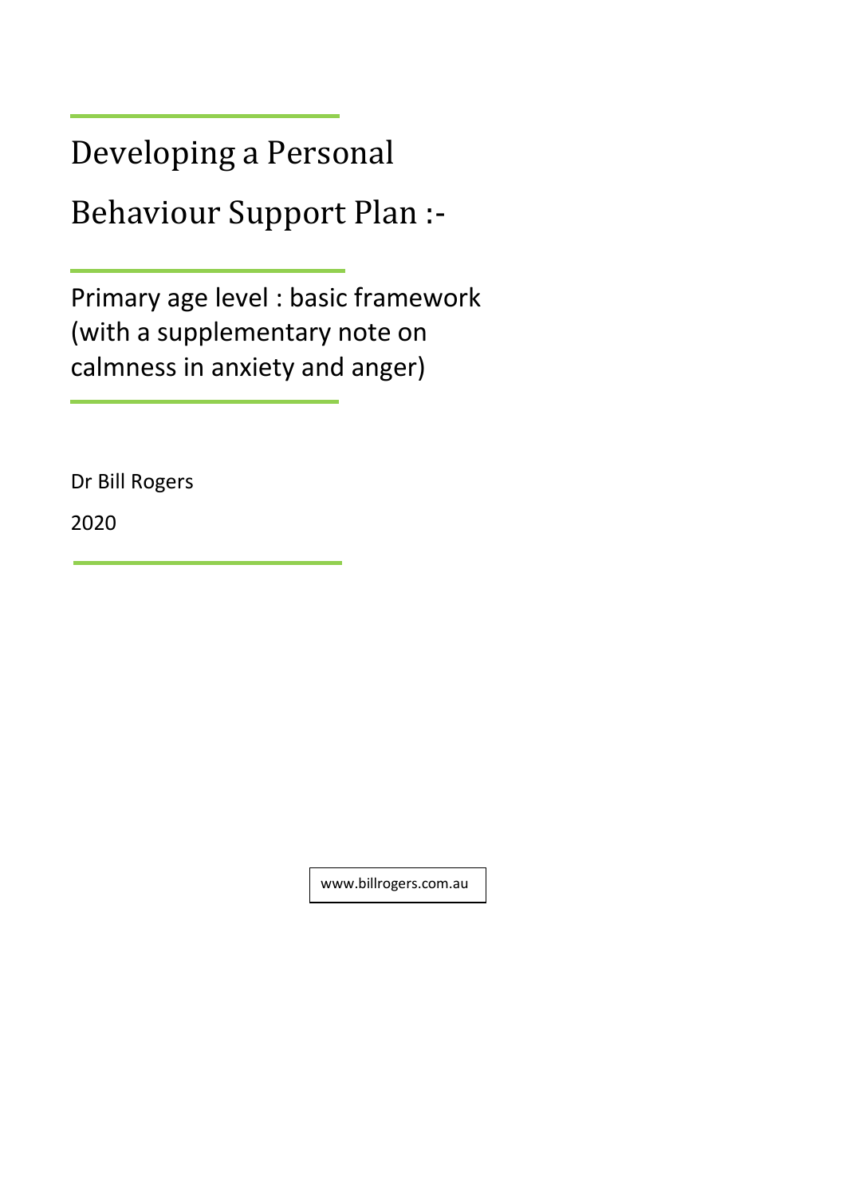# Developing a Personal Behaviour Support Plan :-

## Primary age level : basic framework (with a supplementary note on calmness in anxiety and anger)

Dr Bill Rogers

2020

www.billrogers.com.au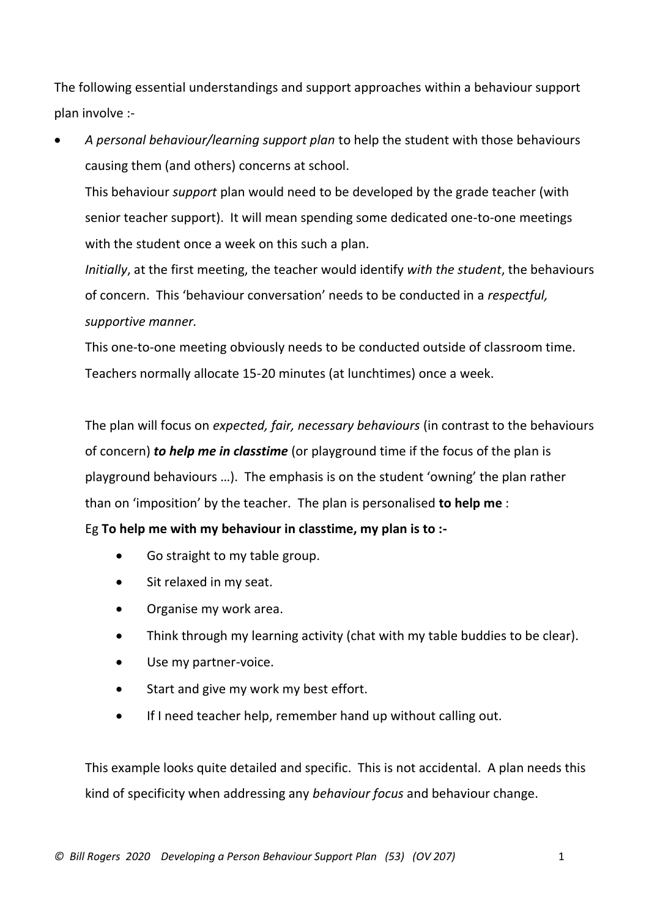The following essential understandings and support approaches within a behaviour support plan involve :-

- *A personal behaviour/learning support plan* to help the student with those behaviours causing them (and others) concerns at school.

  This behaviour *support* plan would need to be developed by the grade teacher (with senior teacher support). It will mean spending some dedicated one-to-one meetings with the student once a week on this such a plan.

  *Initially*, at the first meeting, the teacher would identify *with the student*, the behaviours of concern. This 'behaviour conversation' needs to be conducted in a *respectful, supportive manner.*

  This one-to-one meeting obviously needs to be conducted outside of classroom time. Teachers normally allocate 15-20 minutes (at lunchtimes) once a week.

  The plan will focus on *expected, fair, necessary behaviours* (in contrast to the behaviours of concern) ***to help me in classtime*** (or playground time if the focus of the plan is playground behaviours …). The emphasis is on the student 'owning' the plan rather than on 'imposition' by the teacher. The plan is personalised **to help me** :

  Eg **To help me with my behaviour in classtime, my plan is to :-**

  - Go straight to my table group.
  - Sit relaxed in my seat.
  - Organise my work area.
  - Think through my learning activity (chat with my table buddies to be clear).
  - Use my partner-voice.
  - Start and give my work my best effort.
  - If I need teacher help, remember hand up without calling out.

  This example looks quite detailed and specific. This is not accidental. A plan needs this kind of specificity when addressing any *behaviour focus* and behaviour change.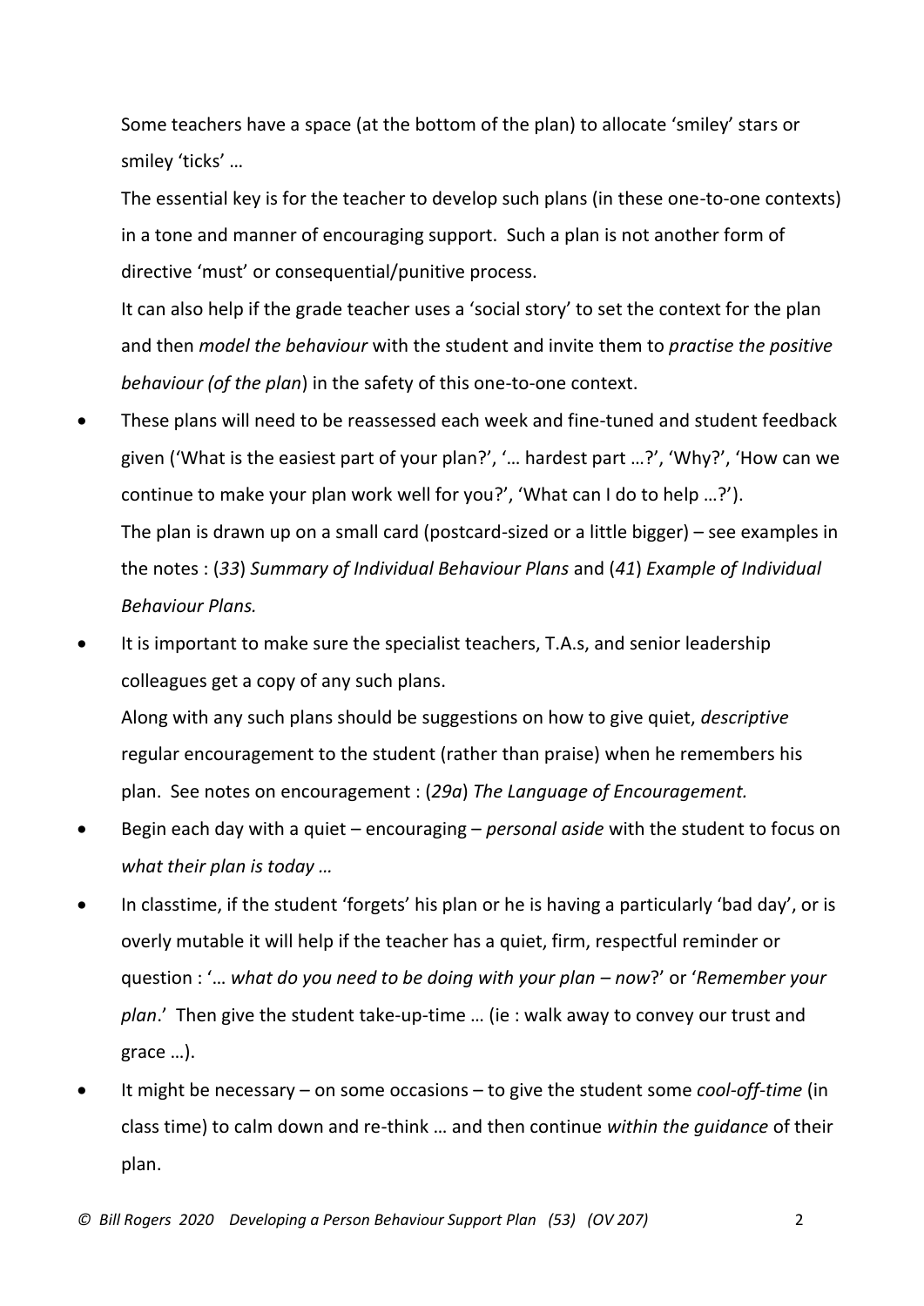Some teachers have a space (at the bottom of the plan) to allocate 'smiley' stars or smiley 'ticks' …

The essential key is for the teacher to develop such plans (in these one-to-one contexts) in a tone and manner of encouraging support. Such a plan is not another form of directive 'must' or consequential/punitive process.

It can also help if the grade teacher uses a 'social story' to set the context for the plan and then *model the behaviour* with the student and invite them to *practise the positive behaviour (of the plan)* in the safety of this one-to-one context.

- These plans will need to be reassessed each week and fine-tuned and student feedback given ('What is the easiest part of your plan?', '… hardest part …?', 'Why?', 'How can we continue to make your plan work well for you?', 'What can I do to help …?').
  The plan is drawn up on a small card (postcard-sized or a little bigger) – see examples in the notes : (*33*) *Summary of Individual Behaviour Plans* and (*41*) *Example of Individual Behaviour Plans.*
- It is important to make sure the specialist teachers, T.A.s, and senior leadership colleagues get a copy of any such plans.
  Along with any such plans should be suggestions on how to give quiet, *descriptive* regular encouragement to the student (rather than praise) when he remembers his plan. See notes on encouragement : (*29a*) *The Language of Encouragement.*
- Begin each day with a quiet – encouraging – *personal aside* with the student to focus on *what their plan is today …*
- In classtime, if the student 'forgets' his plan or he is having a particularly 'bad day', or is overly mutable it will help if the teacher has a quiet, firm, respectful reminder or question : '… *what do you need to be doing with your plan – now*?' or '*Remember your plan*.' Then give the student take-up-time … (ie : walk away to convey our trust and grace …).
- It might be necessary – on some occasions – to give the student some *cool-off-time* (in class time) to calm down and re-think … and then continue *within the guidance* of their plan.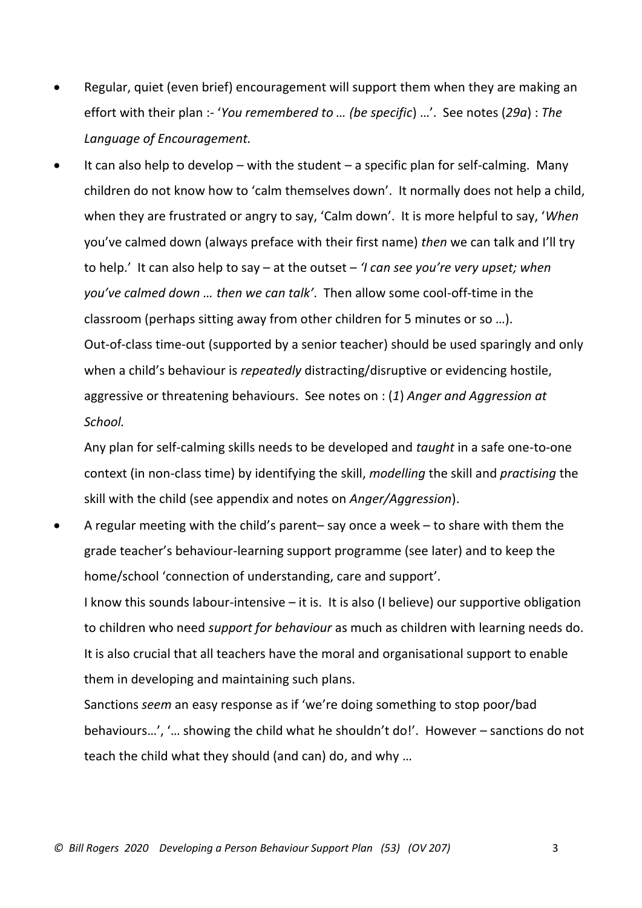- Regular, quiet (even brief) encouragement will support them when they are making an effort with their plan :- '*You remembered to … (be specific*) …'. See notes (*29a*) : *The Language of Encouragement.*
- It can also help to develop – with the student – a specific plan for self-calming. Many children do not know how to 'calm themselves down'. It normally does not help a child, when they are frustrated or angry to say, 'Calm down'. It is more helpful to say, '*When* you've calmed down (always preface with their first name) *then* we can talk and I'll try to help.' It can also help to say – at the outset – *'I can see you're very upset; when you've calmed down … then we can talk'*. Then allow some cool-off-time in the classroom (perhaps sitting away from other children for 5 minutes or so …). Out-of-class time-out (supported by a senior teacher) should be used sparingly and only when a child's behaviour is *repeatedly* distracting/disruptive or evidencing hostile, aggressive or threatening behaviours. See notes on : (*1*) *Anger and Aggression at School.*

  Any plan for self-calming skills needs to be developed and *taught* in a safe one-to-one context (in non-class time) by identifying the skill, *modelling* the skill and *practising* the skill with the child (see appendix and notes on *Anger/Aggression*).
- A regular meeting with the child's parent– say once a week – to share with them the grade teacher's behaviour-learning support programme (see later) and to keep the home/school 'connection of understanding, care and support'.

  I know this sounds labour-intensive – it is. It is also (I believe) our supportive obligation to children who need *support for behaviour* as much as children with learning needs do. It is also crucial that all teachers have the moral and organisational support to enable them in developing and maintaining such plans.

  Sanctions *seem* an easy response as if 'we're doing something to stop poor/bad behaviours…', '… showing the child what he shouldn't do!'. However – sanctions do not teach the child what they should (and can) do, and why …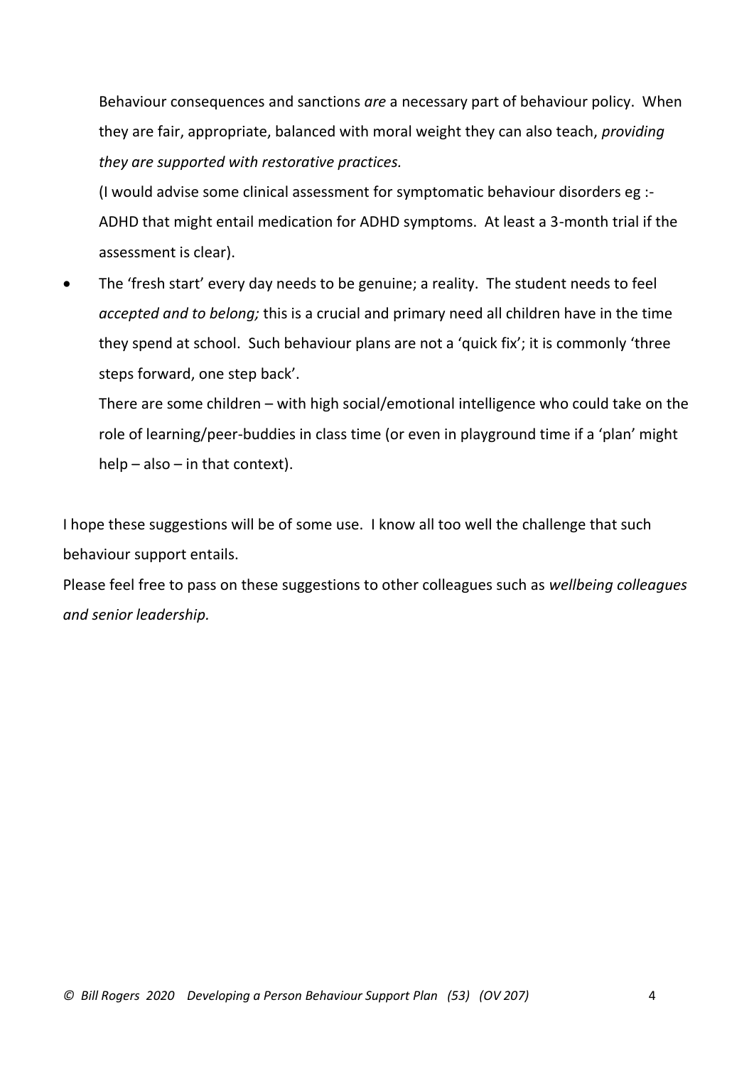Behaviour consequences and sanctions *are* a necessary part of behaviour policy. When they are fair, appropriate, balanced with moral weight they can also teach, *providing they are supported with restorative practices.*

(I would advise some clinical assessment for symptomatic behaviour disorders eg :- ADHD that might entail medication for ADHD symptoms. At least a 3-month trial if the assessment is clear).

- The 'fresh start' every day needs to be genuine; a reality. The student needs to feel *accepted and to belong;* this is a crucial and primary need all children have in the time they spend at school. Such behaviour plans are not a 'quick fix'; it is commonly 'three steps forward, one step back'.

  There are some children – with high social/emotional intelligence who could take on the role of learning/peer-buddies in class time (or even in playground time if a 'plan' might help – also – in that context).

I hope these suggestions will be of some use. I know all too well the challenge that such behaviour support entails.

Please feel free to pass on these suggestions to other colleagues such as *wellbeing colleagues and senior leadership.*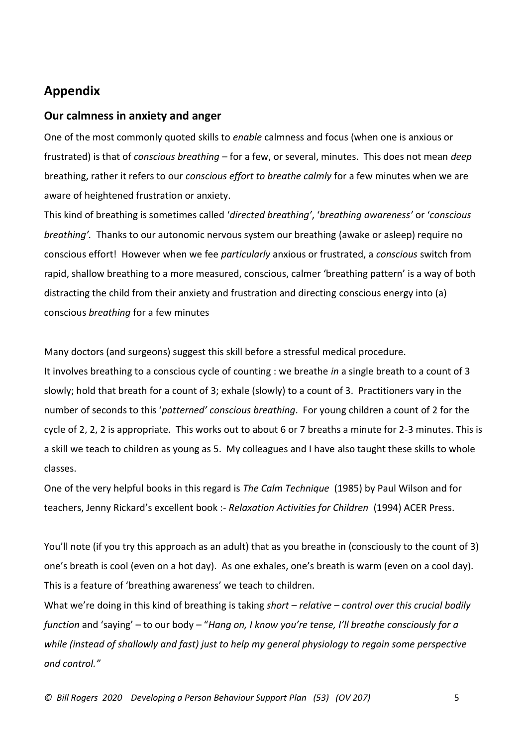## Appendix

### Our calmness in anxiety and anger

One of the most commonly quoted skills to *enable* calmness and focus (when one is anxious or frustrated) is that of *conscious breathing* – for a few, or several, minutes. This does not mean *deep* breathing, rather it refers to our *conscious effort to breathe calmly* for a few minutes when we are aware of heightened frustration or anxiety.

This kind of breathing is sometimes called '*directed breathing'*, '*breathing awareness'* or '*conscious breathing'.* Thanks to our autonomic nervous system our breathing (awake or asleep) require no conscious effort! However when we fee *particularly* anxious or frustrated, a *conscious* switch from rapid, shallow breathing to a more measured, conscious, calmer 'breathing pattern' is a way of both distracting the child from their anxiety and frustration and directing conscious energy into (a) conscious *breathing* for a few minutes

Many doctors (and surgeons) suggest this skill before a stressful medical procedure.

It involves breathing to a conscious cycle of counting : we breathe *in* a single breath to a count of 3 slowly; hold that breath for a count of 3; exhale (slowly) to a count of 3. Practitioners vary in the number of seconds to this '*patterned' conscious breathing*. For young children a count of 2 for the cycle of 2, 2, 2 is appropriate. This works out to about 6 or 7 breaths a minute for 2-3 minutes. This is a skill we teach to children as young as 5. My colleagues and I have also taught these skills to whole classes.

One of the very helpful books in this regard is *The Calm Technique* (1985) by Paul Wilson and for teachers, Jenny Rickard's excellent book :- *Relaxation Activities for Children* (1994) ACER Press.

You'll note (if you try this approach as an adult) that as you breathe in (consciously to the count of 3) one's breath is cool (even on a hot day). As one exhales, one's breath is warm (even on a cool day). This is a feature of 'breathing awareness' we teach to children.

What we're doing in this kind of breathing is taking *short – relative – control over this crucial bodily function* and 'saying' – to our body – "*Hang on, I know you're tense, I'll breathe consciously for a while (instead of shallowly and fast) just to help my general physiology to regain some perspective and control."*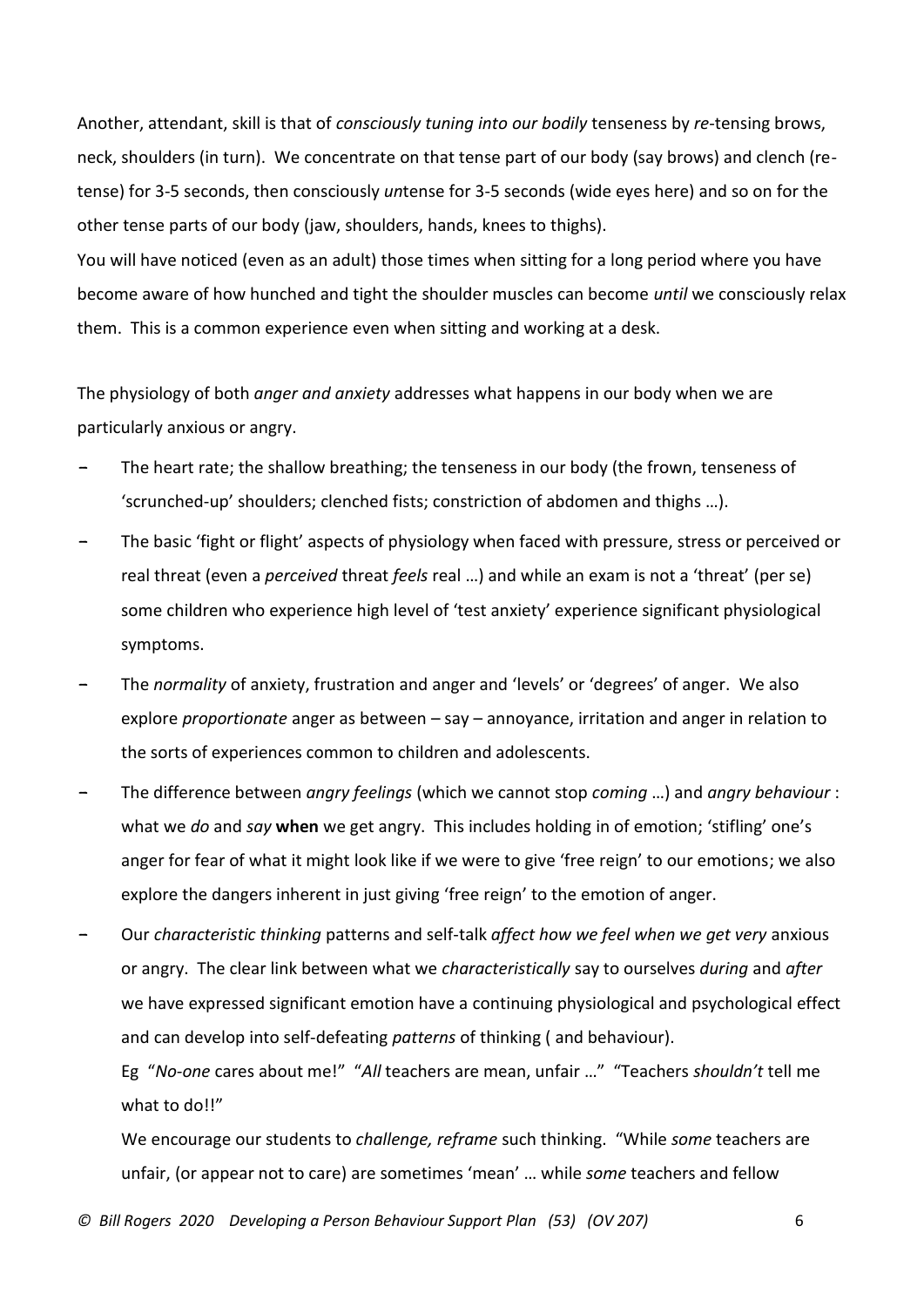Another, attendant, skill is that of *consciously tuning into our bodily* tenseness by *re*-tensing brows, neck, shoulders (in turn). We concentrate on that tense part of our body (say brows) and clench (re-tense) for 3-5 seconds, then consciously *un*tense for 3-5 seconds (wide eyes here) and so on for the other tense parts of our body (jaw, shoulders, hands, knees to thighs).

You will have noticed (even as an adult) those times when sitting for a long period where you have become aware of how hunched and tight the shoulder muscles can become *until* we consciously relax them. This is a common experience even when sitting and working at a desk.

The physiology of both *anger and anxiety* addresses what happens in our body when we are particularly anxious or angry.

- The heart rate; the shallow breathing; the tenseness in our body (the frown, tenseness of 'scrunched-up' shoulders; clenched fists; constriction of abdomen and thighs …).
- The basic 'fight or flight' aspects of physiology when faced with pressure, stress or perceived or real threat (even a *perceived* threat *feels* real …) and while an exam is not a 'threat' (per se) some children who experience high level of 'test anxiety' experience significant physiological symptoms.
- The *normality* of anxiety, frustration and anger and 'levels' or 'degrees' of anger. We also explore *proportionate* anger as between – say – annoyance, irritation and anger in relation to the sorts of experiences common to children and adolescents.
- The difference between *angry feelings* (which we cannot stop *coming* …) and *angry behaviour* : what we *do* and *say* **when** we get angry. This includes holding in of emotion; 'stifling' one's anger for fear of what it might look like if we were to give 'free reign' to our emotions; we also explore the dangers inherent in just giving 'free reign' to the emotion of anger.
- Our *characteristic thinking* patterns and self-talk *affect how we feel when we get very* anxious or angry. The clear link between what we *characteristically* say to ourselves *during* and *after* we have expressed significant emotion have a continuing physiological and psychological effect and can develop into self-defeating *patterns* of thinking ( and behaviour).

  Eg "*No-one* cares about me!" "*All* teachers are mean, unfair …" "Teachers *shouldn't* tell me what to do!!"

  We encourage our students to *challenge, reframe* such thinking. "While *some* teachers are unfair, (or appear not to care) are sometimes 'mean' … while *some* teachers and fellow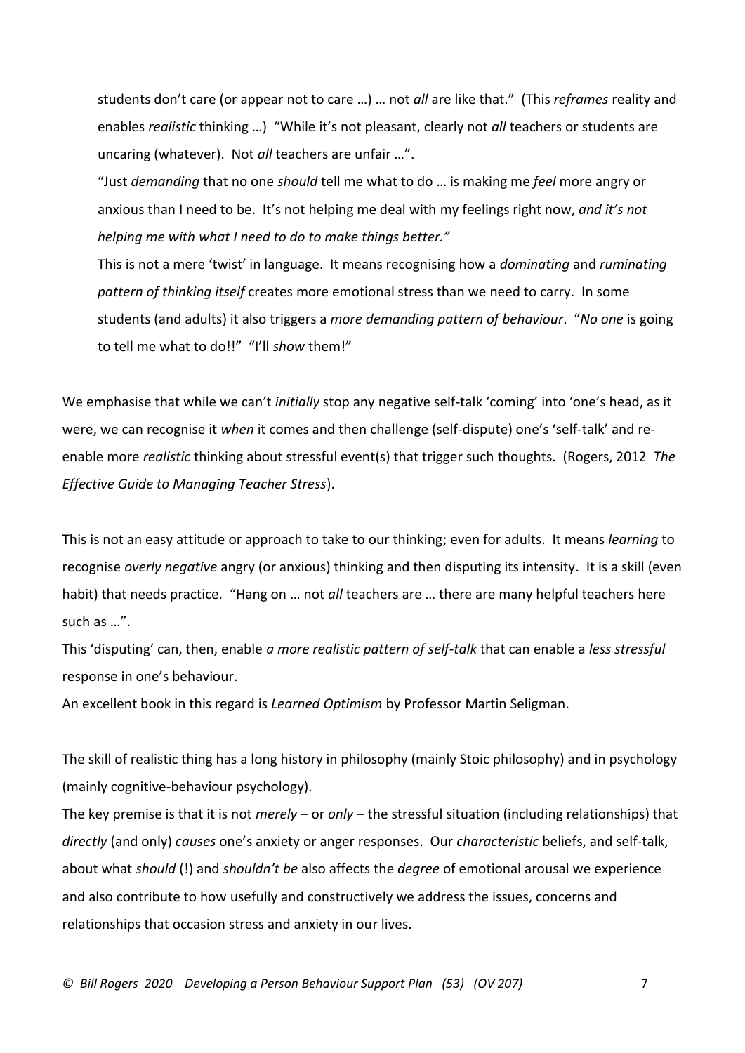students don't care (or appear not to care …) … not *all* are like that." (This *reframes* reality and enables *realistic* thinking …) "While it's not pleasant, clearly not *all* teachers or students are uncaring (whatever). Not *all* teachers are unfair …".

"Just *demanding* that no one *should* tell me what to do … is making me *feel* more angry or anxious than I need to be. It's not helping me deal with my feelings right now, *and it's not helping me with what I need to do to make things better."*

This is not a mere 'twist' in language. It means recognising how a *dominating* and *ruminating pattern of thinking itself* creates more emotional stress than we need to carry. In some students (and adults) it also triggers a *more demanding pattern of behaviour*. "*No one* is going to tell me what to do!!" "I'll *show* them!"

We emphasise that while we can't *initially* stop any negative self-talk 'coming' into 'one's head, as it were, we can recognise it *when* it comes and then challenge (self-dispute) one's 'self-talk' and re-enable more *realistic* thinking about stressful event(s) that trigger such thoughts. (Rogers, 2012 *The Effective Guide to Managing Teacher Stress*).

This is not an easy attitude or approach to take to our thinking; even for adults. It means *learning* to recognise *overly negative* angry (or anxious) thinking and then disputing its intensity. It is a skill (even habit) that needs practice. "Hang on … not *all* teachers are … there are many helpful teachers here such as …".

This 'disputing' can, then, enable *a more realistic pattern of self-talk* that can enable a *less stressful* response in one's behaviour.

An excellent book in this regard is *Learned Optimism* by Professor Martin Seligman.

The skill of realistic thing has a long history in philosophy (mainly Stoic philosophy) and in psychology (mainly cognitive-behaviour psychology).

The key premise is that it is not *merely* – or *only* – the stressful situation (including relationships) that *directly* (and only) *causes* one's anxiety or anger responses. Our *characteristic* beliefs, and self-talk, about what *should* (!) and *shouldn't be* also affects the *degree* of emotional arousal we experience and also contribute to how usefully and constructively we address the issues, concerns and relationships that occasion stress and anxiety in our lives.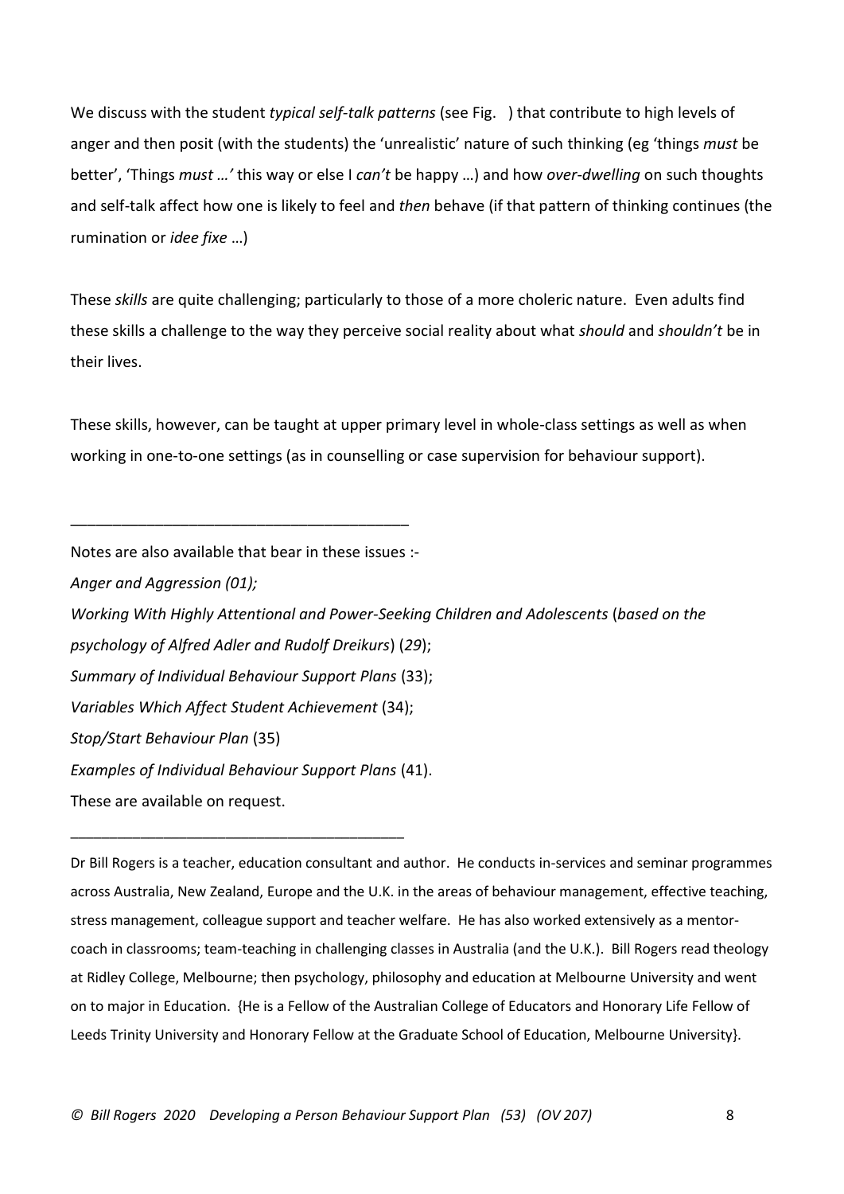We discuss with the student *typical self-talk patterns* (see Fig. ) that contribute to high levels of anger and then posit (with the students) the 'unrealistic' nature of such thinking (eg 'things *must* be better', 'Things *must …'* this way or else I *can't* be happy …) and how *over-dwelling* on such thoughts and self-talk affect how one is likely to feel and *then* behave (if that pattern of thinking continues (the rumination or *idee fixe* …)

These *skills* are quite challenging; particularly to those of a more choleric nature. Even adults find these skills a challenge to the way they perceive social reality about what *should* and *shouldn't* be in their lives.

These skills, however, can be taught at upper primary level in whole-class settings as well as when working in one-to-one settings (as in counselling or case supervision for behaviour support).

---

Notes are also available that bear in these issues :-

*Anger and Aggression (01);*

*Working With Highly Attentional and Power-Seeking Children and Adolescents* (*based on the psychology of Alfred Adler and Rudolf Dreikurs*) (*29*);

*Summary of Individual Behaviour Support Plans* (33);

*Variables Which Affect Student Achievement* (34);

*Stop/Start Behaviour Plan* (35)

*Examples of Individual Behaviour Support Plans* (41).

These are available on request.

---

Dr Bill Rogers is a teacher, education consultant and author. He conducts in-services and seminar programmes across Australia, New Zealand, Europe and the U.K. in the areas of behaviour management, effective teaching, stress management, colleague support and teacher welfare. He has also worked extensively as a mentor-coach in classrooms; team-teaching in challenging classes in Australia (and the U.K.). Bill Rogers read theology at Ridley College, Melbourne; then psychology, philosophy and education at Melbourne University and went on to major in Education. {He is a Fellow of the Australian College of Educators and Honorary Life Fellow of Leeds Trinity University and Honorary Fellow at the Graduate School of Education, Melbourne University}.